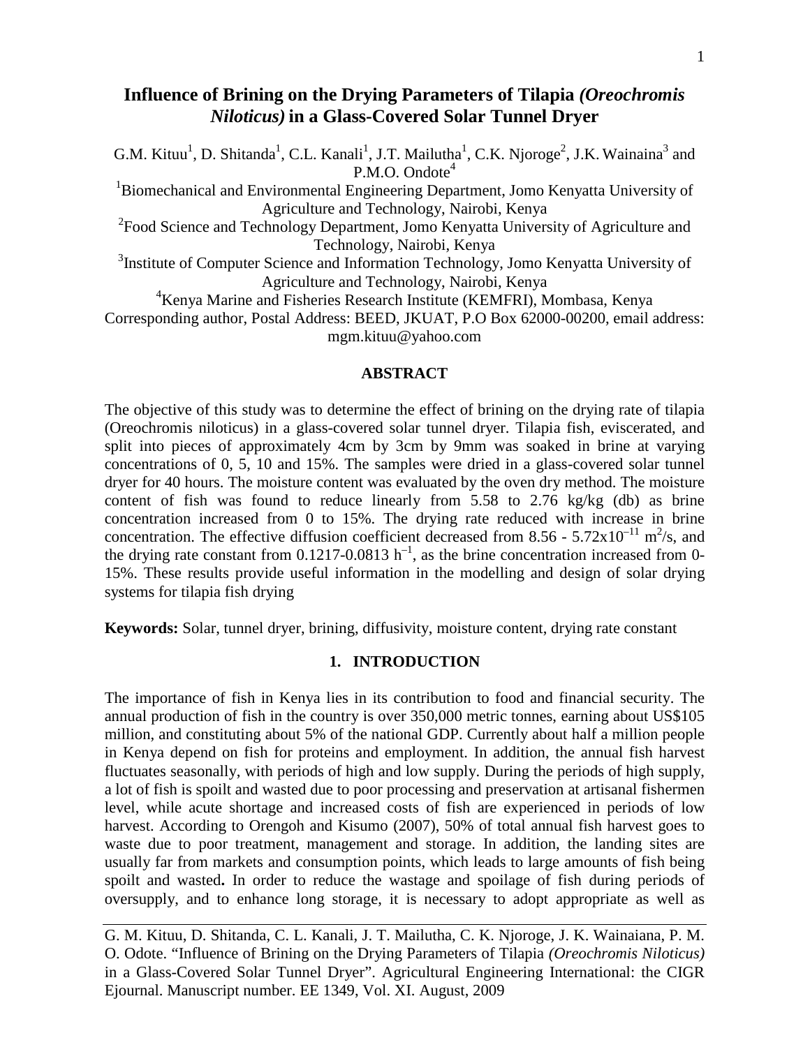# Influence of Brining on the Drying Parameters of Tilapia *(Oreochromis Niloticus)* in a Glass-Covered Solar Tunnel Dryer

G.M. Kituu[1], D. Shitanda[1], C.L. Kanali[1], J.T. Mailutha[1], C.K. Njoroge[2], J.K. Wainaina[3] and P.M.O. Ondote[4]

[1]Biomechanical and Environmental Engineering Department, Jomo Kenyatta University of Agriculture and Technology, Nairobi, Kenya

[2]Food Science and Technology Department, Jomo Kenyatta University of Agriculture and Technology, Nairobi, Kenya

[3]Institute of Computer Science and Information Technology, Jomo Kenyatta University of Agriculture and Technology, Nairobi, Kenya

[4]Kenya Marine and Fisheries Research Institute (KEMFRI), Mombasa, Kenya

Corresponding author, Postal Address: BEED, JKUAT, P.O Box 62000-00200, email address: mgm.kituu@yahoo.com

## ABSTRACT

The objective of this study was to determine the effect of brining on the drying rate of tilapia (Oreochromis niloticus) in a glass-covered solar tunnel dryer. Tilapia fish, eviscerated, and split into pieces of approximately 4cm by 3cm by 9mm was soaked in brine at varying concentrations of 0, 5, 10 and 15%. The samples were dried in a glass-covered solar tunnel dryer for 40 hours. The moisture content was evaluated by the oven dry method. The moisture content of fish was found to reduce linearly from 5.58 to 2.76 kg/kg (db) as brine concentration increased from 0 to 15%. The drying rate reduced with increase in brine concentration. The effective diffusion coefficient decreased from 8.56 - $5.72 \times 10^{-11}$ $m^2/s$, and the drying rate constant from 0.1217-0.0813 $h^{-1}$, as the brine concentration increased from 0-15%. These results provide useful information in the modelling and design of solar drying systems for tilapia fish drying

**Keywords:** Solar, tunnel dryer, brining, diffusivity, moisture content, drying rate constant

## 1. INTRODUCTION

The importance of fish in Kenya lies in its contribution to food and financial security. The annual production of fish in the country is over 350,000 metric tonnes, earning about US$105 million, and constituting about 5% of the national GDP. Currently about half a million people in Kenya depend on fish for proteins and employment. In addition, the annual fish harvest fluctuates seasonally, with periods of high and low supply. During the periods of high supply, a lot of fish is spoilt and wasted due to poor processing and preservation at artisanal fishermen level, while acute shortage and increased costs of fish are experienced in periods of low harvest. According to Orengoh and Kisumo (2007), 50% of total annual fish harvest goes to waste due to poor treatment, management and storage. In addition, the landing sites are usually far from markets and consumption points, which leads to large amounts of fish being spoilt and wasted**.** In order to reduce the wastage and spoilage of fish during periods of oversupply, and to enhance long storage, it is necessary to adopt appropriate as well as

G. M. Kituu, D. Shitanda, C. L. Kanali, J. T. Mailutha, C. K. Njoroge, J. K. Wainaiana, P. M. O. Odote. "Influence of Brining on the Drying Parameters of Tilapia *(Oreochromis Niloticus)* in a Glass-Covered Solar Tunnel Dryer". Agricultural Engineering International: the CIGR Ejournal. Manuscript number. EE 1349, Vol. XI. August, 2009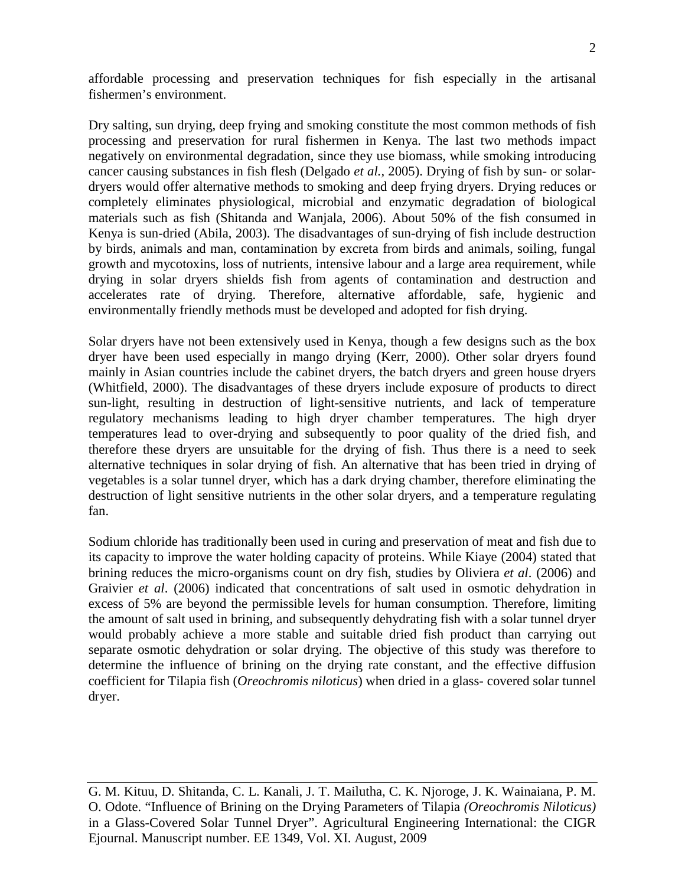affordable processing and preservation techniques for fish especially in the artisanal fishermen's environment.

Dry salting, sun drying, deep frying and smoking constitute the most common methods of fish processing and preservation for rural fishermen in Kenya. The last two methods impact negatively on environmental degradation, since they use biomass, while smoking introducing cancer causing substances in fish flesh (Delgado *et al.*, 2005). Drying of fish by sun- or solar-dryers would offer alternative methods to smoking and deep frying dryers. Drying reduces or completely eliminates physiological, microbial and enzymatic degradation of biological materials such as fish (Shitanda and Wanjala, 2006). About 50% of the fish consumed in Kenya is sun-dried (Abila, 2003). The disadvantages of sun-drying of fish include destruction by birds, animals and man, contamination by excreta from birds and animals, soiling, fungal growth and mycotoxins, loss of nutrients, intensive labour and a large area requirement, while drying in solar dryers shields fish from agents of contamination and destruction and accelerates rate of drying. Therefore, alternative affordable, safe, hygienic and environmentally friendly methods must be developed and adopted for fish drying.

Solar dryers have not been extensively used in Kenya, though a few designs such as the box dryer have been used especially in mango drying (Kerr, 2000). Other solar dryers found mainly in Asian countries include the cabinet dryers, the batch dryers and green house dryers (Whitfield, 2000). The disadvantages of these dryers include exposure of products to direct sun-light, resulting in destruction of light-sensitive nutrients, and lack of temperature regulatory mechanisms leading to high dryer chamber temperatures. The high dryer temperatures lead to over-drying and subsequently to poor quality of the dried fish, and therefore these dryers are unsuitable for the drying of fish. Thus there is a need to seek alternative techniques in solar drying of fish. An alternative that has been tried in drying of vegetables is a solar tunnel dryer, which has a dark drying chamber, therefore eliminating the destruction of light sensitive nutrients in the other solar dryers, and a temperature regulating fan.

Sodium chloride has traditionally been used in curing and preservation of meat and fish due to its capacity to improve the water holding capacity of proteins. While Kiaye (2004) stated that brining reduces the micro-organisms count on dry fish, studies by Oliviera *et al*. (2006) and Graivier *et al*. (2006) indicated that concentrations of salt used in osmotic dehydration in excess of 5% are beyond the permissible levels for human consumption. Therefore, limiting the amount of salt used in brining, and subsequently dehydrating fish with a solar tunnel dryer would probably achieve a more stable and suitable dried fish product than carrying out separate osmotic dehydration or solar drying. The objective of this study was therefore to determine the influence of brining on the drying rate constant, and the effective diffusion coefficient for Tilapia fish (*Oreochromis niloticus*) when dried in a glass- covered solar tunnel dryer.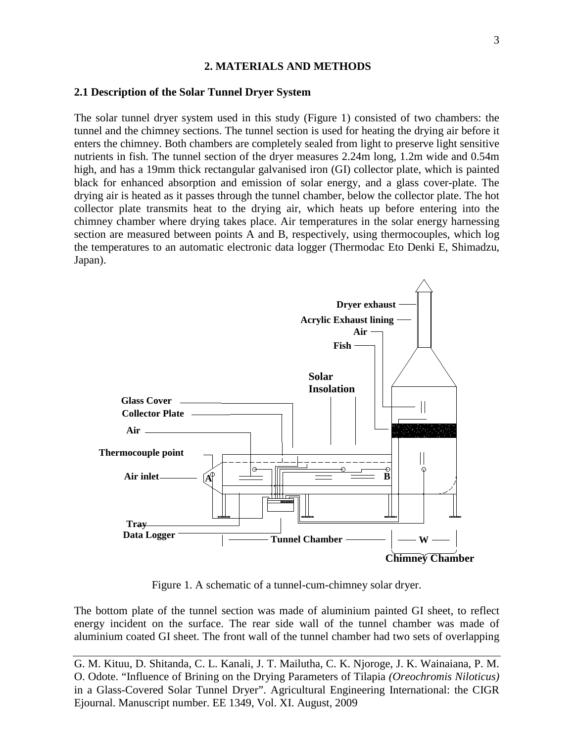## 2. MATERIALS AND METHODS

### 2.1 Description of the Solar Tunnel Dryer System

The solar tunnel dryer system used in this study (Figure 1) consisted of two chambers: the tunnel and the chimney sections. The tunnel section is used for heating the drying air before it enters the chimney. Both chambers are completely sealed from light to preserve light sensitive nutrients in fish. The tunnel section of the dryer measures 2.24m long, 1.2m wide and 0.54m high, and has a 19mm thick rectangular galvanised iron (GI) collector plate, which is painted black for enhanced absorption and emission of solar energy, and a glass cover-plate. The drying air is heated as it passes through the tunnel chamber, below the collector plate. The hot collector plate transmits heat to the drying air, which heats up before entering into the chimney chamber where drying takes place. Air temperatures in the solar energy harnessing section are measured between points A and B, respectively, using thermocouples, which log the temperatures to an automatic electronic data logger (Thermodac Eto Denki E, Shimadzu, Japan).

Figure 1. A schematic of a tunnel-cum-chimney solar dryer.

The bottom plate of the tunnel section was made of aluminium painted GI sheet, to reflect energy incident on the surface. The rear side wall of the tunnel chamber was made of aluminium coated GI sheet. The front wall of the tunnel chamber had two sets of overlapping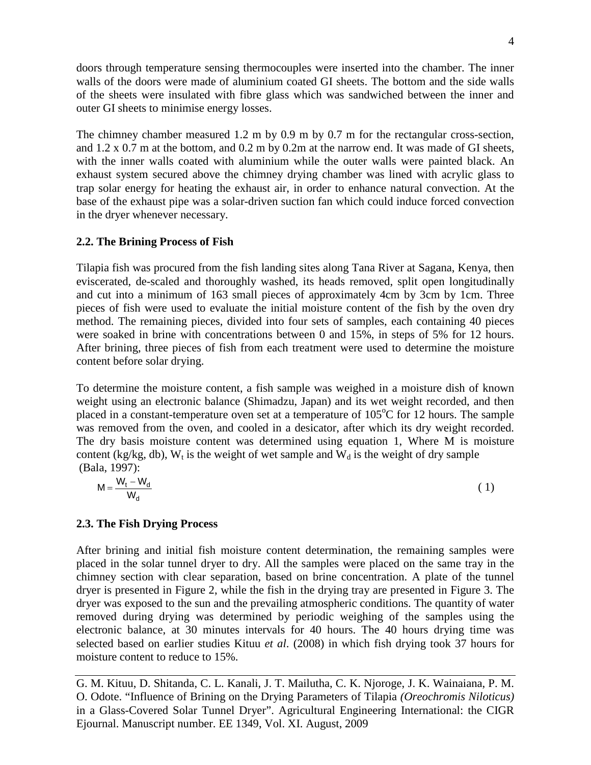doors through temperature sensing thermocouples were inserted into the chamber. The inner walls of the doors were made of aluminium coated GI sheets. The bottom and the side walls of the sheets were insulated with fibre glass which was sandwiched between the inner and outer GI sheets to minimise energy losses.

The chimney chamber measured 1.2 m by 0.9 m by 0.7 m for the rectangular cross-section, and 1.2 x 0.7 m at the bottom, and 0.2 m by 0.2m at the narrow end. It was made of GI sheets, with the inner walls coated with aluminium while the outer walls were painted black. An exhaust system secured above the chimney drying chamber was lined with acrylic glass to trap solar energy for heating the exhaust air, in order to enhance natural convection. At the base of the exhaust pipe was a solar-driven suction fan which could induce forced convection in the dryer whenever necessary.

### 2.2. The Brining Process of Fish

Tilapia fish was procured from the fish landing sites along Tana River at Sagana, Kenya, then eviscerated, de-scaled and thoroughly washed, its heads removed, split open longitudinally and cut into a minimum of 163 small pieces of approximately 4cm by 3cm by 1cm. Three pieces of fish were used to evaluate the initial moisture content of the fish by the oven dry method. The remaining pieces, divided into four sets of samples, each containing 40 pieces were soaked in brine with concentrations between 0 and 15%, in steps of 5% for 12 hours. After brining, three pieces of fish from each treatment were used to determine the moisture content before solar drying.

To determine the moisture content, a fish sample was weighed in a moisture dish of known weight using an electronic balance (Shimadzu, Japan) and its wet weight recorded, and then placed in a constant-temperature oven set at a temperature of 105°C for 12 hours. The sample was removed from the oven, and cooled in a desicator, after which its dry weight recorded. The dry basis moisture content was determined using equation 1, Where M is moisture content (kg/kg, db), $W_t$ is the weight of wet sample and $W_d$ is the weight of dry sample (Bala, 1997):

$$M = \frac{W_t - W_d}{W_d} \qquad (1)$$

### 2.3. The Fish Drying Process

After brining and initial fish moisture content determination, the remaining samples were placed in the solar tunnel dryer to dry. All the samples were placed on the same tray in the chimney section with clear separation, based on brine concentration. A plate of the tunnel dryer is presented in Figure 2, while the fish in the drying tray are presented in Figure 3. The dryer was exposed to the sun and the prevailing atmospheric conditions. The quantity of water removed during drying was determined by periodic weighing of the samples using the electronic balance, at 30 minutes intervals for 40 hours. The 40 hours drying time was selected based on earlier studies Kituu *et al.* (2008) in which fish drying took 37 hours for moisture content to reduce to 15%.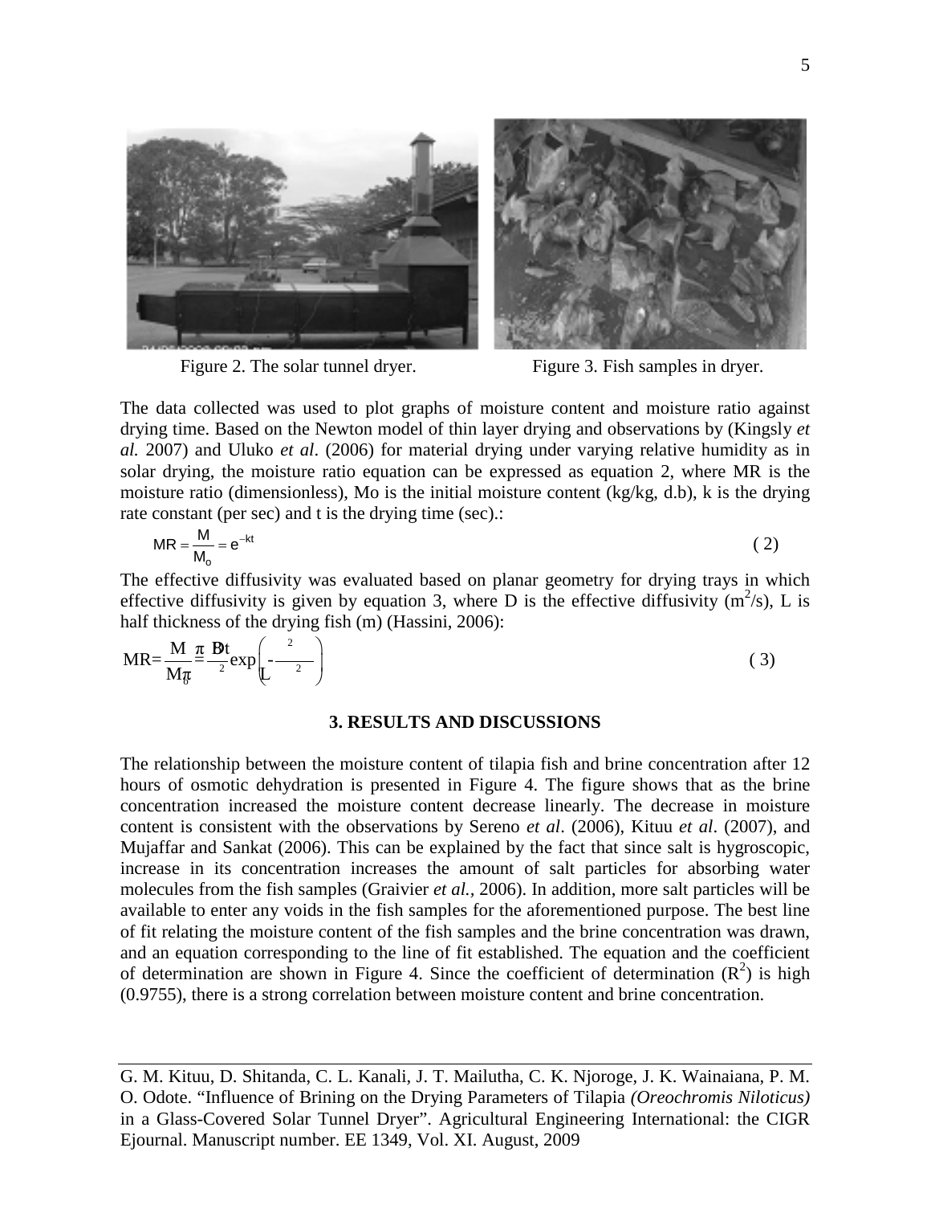Figure 2. The solar tunnel dryer.

Figure 3. Fish samples in dryer.

The data collected was used to plot graphs of moisture content and moisture ratio against drying time. Based on the Newton model of thin layer drying and observations by (Kingsly *et al.* 2007) and Uluko *et al*. (2006) for material drying under varying relative humidity as in solar drying, the moisture ratio equation can be expressed as equation 2, where MR is the moisture ratio (dimensionless), Mo is the initial moisture content (kg/kg, d.b), k is the drying rate constant (per sec) and t is the drying time (sec).:

$$MR = \frac{M}{M_o} = e^{-kt} \tag{2}$$

The effective diffusivity was evaluated based on planar geometry for drying trays in which effective diffusivity is given by equation 3, where D is the effective diffusivity ($m^2/s$), L is half thickness of the drying fish (m) (Hassini, 2006):

$$MR = \frac{M}{M_o} = \frac{8}{\pi^2} \exp\left(-\frac{\pi^2 Dt}{L^2}\right) \tag{3}$$

## 3. RESULTS AND DISCUSSIONS

The relationship between the moisture content of tilapia fish and brine concentration after 12 hours of osmotic dehydration is presented in Figure 4. The figure shows that as the brine concentration increased the moisture content decrease linearly. The decrease in moisture content is consistent with the observations by Sereno *et al*. (2006), Kituu *et al*. (2007), and Mujaffar and Sankat (2006). This can be explained by the fact that since salt is hygroscopic, increase in its concentration increases the amount of salt particles for absorbing water molecules from the fish samples (Graivier *et al.,* 2006). In addition, more salt particles will be available to enter any voids in the fish samples for the aforementioned purpose. The best line of fit relating the moisture content of the fish samples and the brine concentration was drawn, and an equation corresponding to the line of fit established. The equation and the coefficient of determination are shown in Figure 4. Since the coefficient of determination ($R^2$) is high (0.9755), there is a strong correlation between moisture content and brine concentration.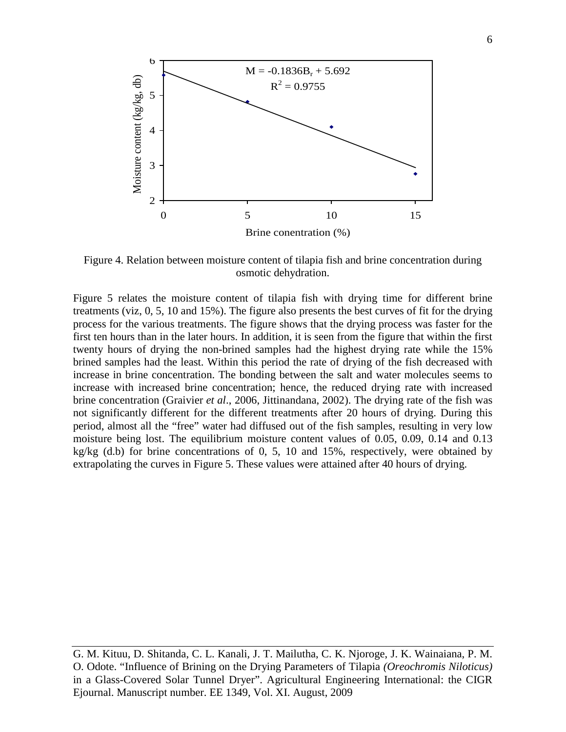Figure 4. Relation between moisture content of tilapia fish and brine concentration during osmotic dehydration.

Figure 5 relates the moisture content of tilapia fish with drying time for different brine treatments (viz, 0, 5, 10 and 15%). The figure also presents the best curves of fit for the drying process for the various treatments. The figure shows that the drying process was faster for the first ten hours than in the later hours. In addition, it is seen from the figure that within the first twenty hours of drying the non-brined samples had the highest drying rate while the 15% brined samples had the least. Within this period the rate of drying of the fish decreased with increase in brine concentration. The bonding between the salt and water molecules seems to increase with increased brine concentration; hence, the reduced drying rate with increased brine concentration (Graivier *et al*., 2006, Jittinandana, 2002). The drying rate of the fish was not significantly different for the different treatments after 20 hours of drying. During this period, almost all the "free" water had diffused out of the fish samples, resulting in very low moisture being lost. The equilibrium moisture content values of 0.05, 0.09, 0.14 and 0.13 kg/kg (d.b) for brine concentrations of 0, 5, 10 and 15%, respectively, were obtained by extrapolating the curves in Figure 5. These values were attained after 40 hours of drying.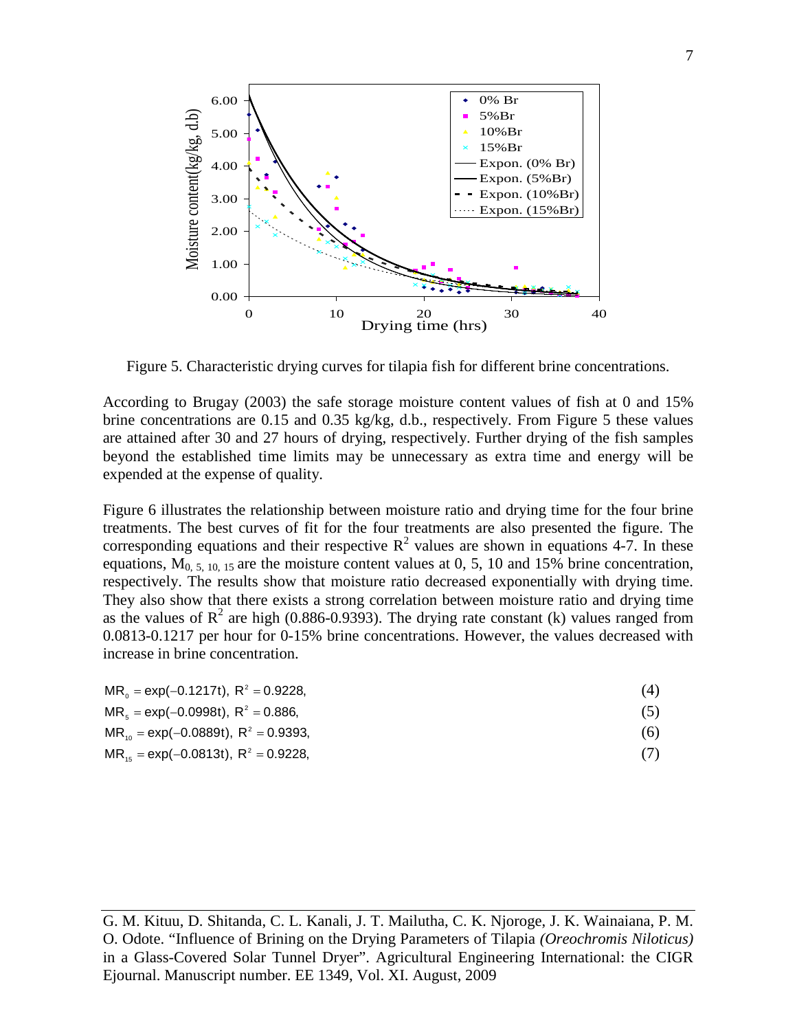Figure 5. Characteristic drying curves for tilapia fish for different brine concentrations.

According to Brugay (2003) the safe storage moisture content values of fish at 0 and 15% brine concentrations are 0.15 and 0.35 kg/kg, d.b., respectively. From Figure 5 these values are attained after 30 and 27 hours of drying, respectively. Further drying of the fish samples beyond the established time limits may be unnecessary as extra time and energy will be expended at the expense of quality.

Figure 6 illustrates the relationship between moisture ratio and drying time for the four brine treatments. The best curves of fit for the four treatments are also presented the figure. The corresponding equations and their respective $R^2$ values are shown in equations 4-7. In these equations, $M_{0,\ 5,\ 10,\ 15}$ are the moisture content values at 0, 5, 10 and 15% brine concentration, respectively. The results show that moisture ratio decreased exponentially with drying time. They also show that there exists a strong correlation between moisture ratio and drying time as the values of $R^2$ are high (0.886-0.9393). The drying rate constant (k) values ranged from 0.0813-0.1217 per hour for 0-15% brine concentrations. However, the values decreased with increase in brine concentration.

$$MR_0 = \exp(-0.1217t),\ R^2 = 0.9228, \tag{4}$$

$$MR_5 = \exp(-0.0998t),\ R^2 = 0.886, \tag{5}$$

$$MR_{10} = \exp(-0.0889t),\ R^2 = 0.9393, \tag{6}$$

$$MR_{15} = \exp(-0.0813t),\ R^2 = 0.9228, \tag{7}$$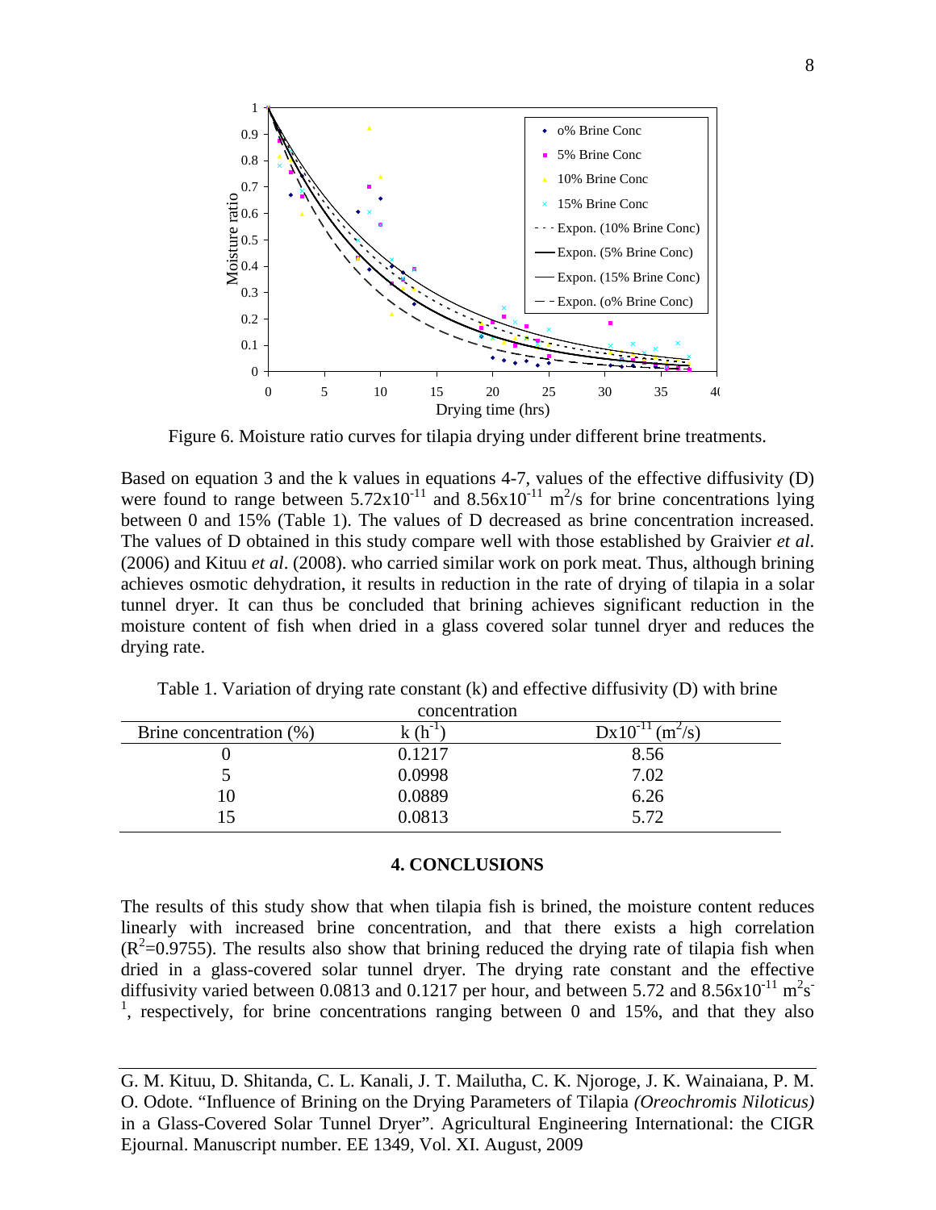Figure 6. Moisture ratio curves for tilapia drying under different brine treatments.

Based on equation 3 and the k values in equations 4-7, values of the effective diffusivity (D) were found to range between $5.72 \times 10^{-11}$ and $8.56 \times 10^{-11}$ $m^2/s$ for brine concentrations lying between 0 and 15% (Table 1). The values of D decreased as brine concentration increased. The values of D obtained in this study compare well with those established by Graivier *et al*. (2006) and Kituu *et al*. (2008). who carried similar work on pork meat. Thus, although brining achieves osmotic dehydration, it results in reduction in the rate of drying of tilapia in a solar tunnel dryer. It can thus be concluded that brining achieves significant reduction in the moisture content of fish when dried in a glass covered solar tunnel dryer and reduces the drying rate.

Table 1. Variation of drying rate constant (k) and effective diffusivity (D) with brine concentration

| Brine concentration (%) | k ($h^{-1}$) | $D \times 10^{-11}$ ($m^2/s$) |
|---|---|---|
| 0 | 0.1217 | 8.56 |
| 5 | 0.0998 | 7.02 |
| 10 | 0.0889 | 6.26 |
| 15 | 0.0813 | 5.72 |

## 4. CONCLUSIONS

The results of this study show that when tilapia fish is brined, the moisture content reduces linearly with increased brine concentration, and that there exists a high correlation ($R^2$=0.9755). The results also show that brining reduced the drying rate of tilapia fish when dried in a glass-covered solar tunnel dryer. The drying rate constant and the effective diffusivity varied between 0.0813 and 0.1217 per hour, and between 5.72 and $8.56 \times 10^{-11}$ $m^2s^{-1}$, respectively, for brine concentrations ranging between 0 and 15%, and that they also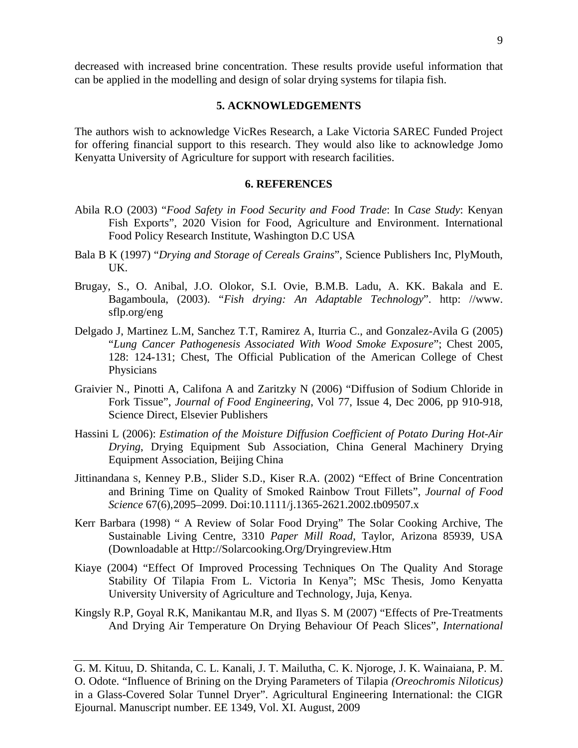decreased with increased brine concentration. These results provide useful information that can be applied in the modelling and design of solar drying systems for tilapia fish.

## 5. ACKNOWLEDGEMENTS

The authors wish to acknowledge VicRes Research, a Lake Victoria SAREC Funded Project for offering financial support to this research. They would also like to acknowledge Jomo Kenyatta University of Agriculture for support with research facilities.

## 6. REFERENCES

Abila R.O (2003) "*Food Safety in Food Security and Food Trade*: In *Case Study*: Kenyan Fish Exports", 2020 Vision for Food, Agriculture and Environment. International Food Policy Research Institute, Washington D.C USA

Bala B K (1997) "*Drying and Storage of Cereals Grains*", Science Publishers Inc, PlyMouth, UK.

Brugay, S., O. Anibal, J.O. Olokor, S.I. Ovie, B.M.B. Ladu, A. KK. Bakala and E. Bagamboula, (2003). "*Fish drying: An Adaptable Technology*". http: //www. sflp.org/eng

Delgado J, Martinez L.M, Sanchez T.T, Ramirez A, Iturria C., and Gonzalez-Avila G (2005) "*Lung Cancer Pathogenesis Associated With Wood Smoke Exposure*"; Chest 2005, 128: 124-131; Chest, The Official Publication of the American College of Chest Physicians

Graivier N., Pinotti A, Califona A and Zaritzky N (2006) "Diffusion of Sodium Chloride in Fork Tissue", *Journal of Food Engineering*, Vol 77, Issue 4, Dec 2006, pp 910-918, Science Direct, Elsevier Publishers

Hassini L (2006): *Estimation of the Moisture Diffusion Coefficient of Potato During Hot-Air Drying*, Drying Equipment Sub Association, China General Machinery Drying Equipment Association, Beijing China

Jittinandana S, Kenney P.B., Slider S.D., Kiser R.A. (2002) "Effect of Brine Concentration and Brining Time on Quality of Smoked Rainbow Trout Fillets", *Journal of Food Science* 67(6),2095–2099. Doi:10.1111/j.1365-2621.2002.tb09507.x

Kerr Barbara (1998) " A Review of Solar Food Drying" The Solar Cooking Archive, The Sustainable Living Centre, 3310 *Paper Mill Road*, Taylor, Arizona 85939, USA (Downloadable at Http://Solarcooking.Org/Dryingreview.Htm

Kiaye (2004) "Effect Of Improved Processing Techniques On The Quality And Storage Stability Of Tilapia From L. Victoria In Kenya"; MSc Thesis, Jomo Kenyatta University University of Agriculture and Technology, Juja, Kenya.

Kingsly R.P, Goyal R.K, Manikantau M.R, and Ilyas S. M (2007) "Effects of Pre-Treatments And Drying Air Temperature On Drying Behaviour Of Peach Slices", *International*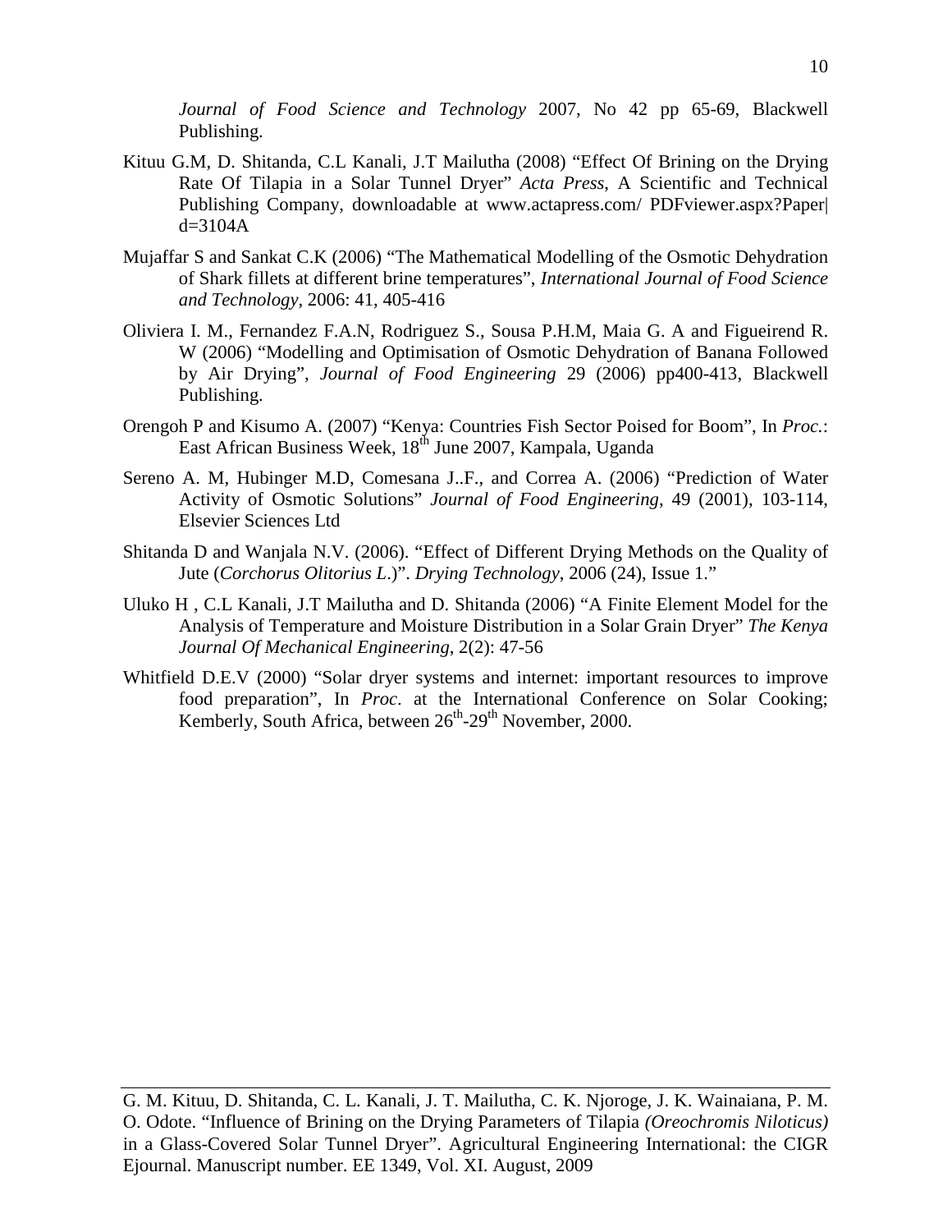*Journal of Food Science and Technology* 2007, No 42 pp 65-69, Blackwell Publishing.

Kituu G.M, D. Shitanda, C.L Kanali, J.T Mailutha (2008) "Effect Of Brining on the Drying Rate Of Tilapia in a Solar Tunnel Dryer" *Acta Press*, A Scientific and Technical Publishing Company, downloadable at www.actapress.com/ PDFviewer.aspx?Paper|d=3104A

Mujaffar S and Sankat C.K (2006) "The Mathematical Modelling of the Osmotic Dehydration of Shark fillets at different brine temperatures", *International Journal of Food Science and Technology*, 2006: 41, 405-416

Oliviera I. M., Fernandez F.A.N, Rodriguez S., Sousa P.H.M, Maia G. A and Figueirend R. W (2006) "Modelling and Optimisation of Osmotic Dehydration of Banana Followed by Air Drying", *Journal of Food Engineering* 29 (2006) pp400-413, Blackwell Publishing.

Orengoh P and Kisumo A. (2007) "Kenya: Countries Fish Sector Poised for Boom", In *Proc.*: East African Business Week, 18th June 2007, Kampala, Uganda

Sereno A. M, Hubinger M.D, Comesana J..F., and Correa A. (2006) "Prediction of Water Activity of Osmotic Solutions" *Journal of Food Engineering*, 49 (2001), 103-114, Elsevier Sciences Ltd

Shitanda D and Wanjala N.V. (2006). "Effect of Different Drying Methods on the Quality of Jute (*Corchorus Olitorius L*.)". *Drying Technology*, 2006 (24), Issue 1."

Uluko H , C.L Kanali, J.T Mailutha and D. Shitanda (2006) "A Finite Element Model for the Analysis of Temperature and Moisture Distribution in a Solar Grain Dryer" *The Kenya Journal Of Mechanical Engineering*, 2(2): 47-56

Whitfield D.E.V (2000) "Solar dryer systems and internet: important resources to improve food preparation", In *Proc*. at the International Conference on Solar Cooking; Kemberly, South Africa, between 26th-29th November, 2000.